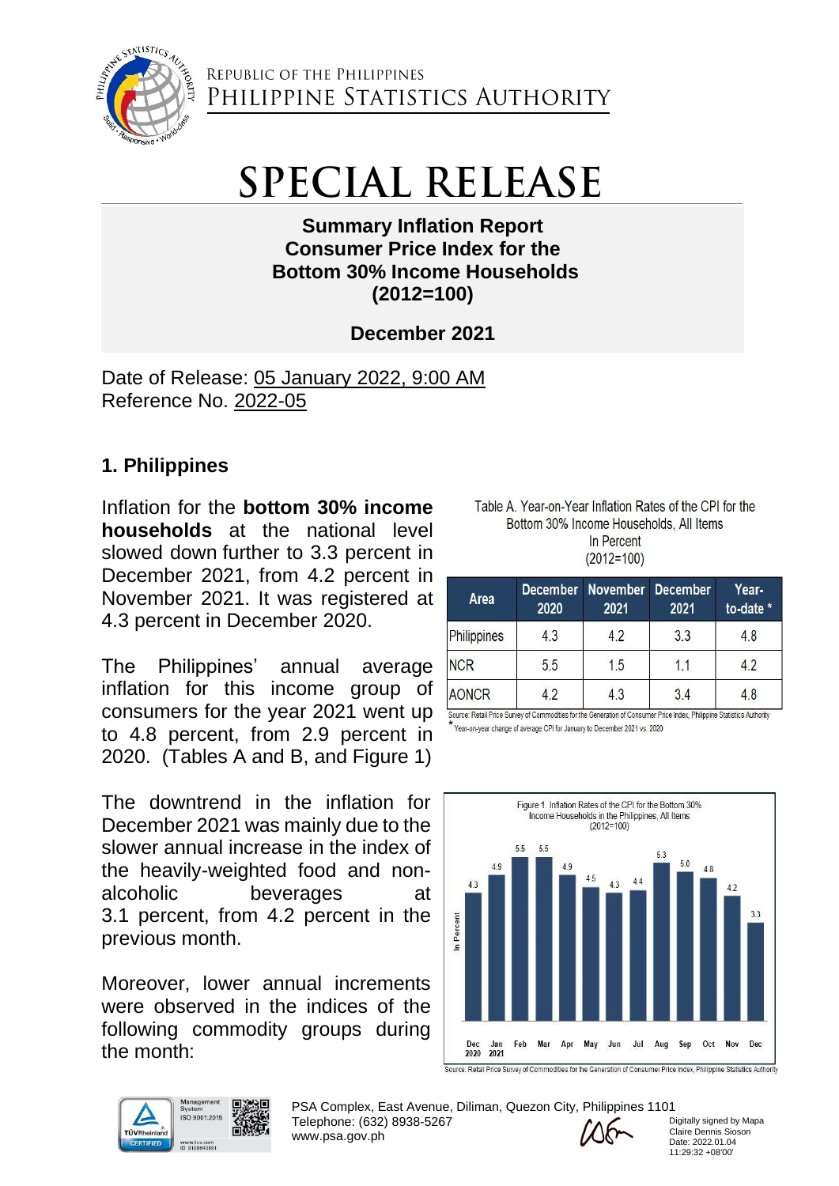REPUBLIC OF THE PHILIPPINES
PHILIPPINE STATISTICS AUTHORITY

# SPECIAL RELEASE

**Summary Inflation Report**
**Consumer Price Index for the**
**Bottom 30% Income Households**
**(2012=100)**

**December 2021**

Date of Release: 05 January 2022, 9:00 AM
Reference No. 2022-05

## 1. Philippines

Inflation for the **bottom 30% income households** at the national level slowed down further to 3.3 percent in December 2021, from 4.2 percent in November 2021. It was registered at 4.3 percent in December 2020.

The Philippines' annual average inflation for this income group of consumers for the year 2021 went up to 4.8 percent, from 2.9 percent in 2020. (Tables A and B, and Figure 1)

The downtrend in the inflation for December 2021 was mainly due to the slower annual increase in the index of the heavily-weighted food and non-alcoholic beverages at 3.1 percent, from 4.2 percent in the previous month.

Moreover, lower annual increments were observed in the indices of the following commodity groups during the month:

Table A. Year-on-Year Inflation Rates of the CPI for the Bottom 30% Income Households, All Items
In Percent
(2012=100)

| Area | December 2020 | November 2021 | December 2021 | Year-to-date * |
|---|---|---|---|---|
| Philippines | 4.3 | 4.2 | 3.3 | 4.8 |
| NCR | 5.5 | 1.5 | 1.1 | 4.2 |
| AONCR | 4.2 | 4.3 | 3.4 | 4.8 |

Source: Retail Price Survey of Commodities for the Generation of Consumer Price Index, Philippine Statistics Authority
* Year-on-year change of average CPI for January to December 2021 vs. 2020

Figure 1. Inflation Rates of the CPI for the Bottom 30% Income Households in the Philippines, All Items
(2012=100)

| Month | In Percent |
|---|---|
| Dec 2020 | 4.3 |
| Jan 2021 | 4.9 |
| Feb | 5.5 |
| Mar | 5.5 |
| Apr | 4.9 |
| May | 4.5 |
| Jun | 4.3 |
| Jul | 4.4 |
| Aug | 5.3 |
| Sep | 5.0 |
| Oct | 4.8 |
| Nov | 4.2 |
| Dec | 3.3 |

Source: Retail Price Survey of Commodities for the Generation of Consumer Price Index, Philippine Statistics Authority

PSA Complex, East Avenue, Diliman, Quezon City, Philippines 1101
Telephone: (632) 8938-5267
www.psa.gov.ph

Digitally signed by Mapa Claire Dennis Sioson
Date: 2022.01.04 11:29:32 +08'00'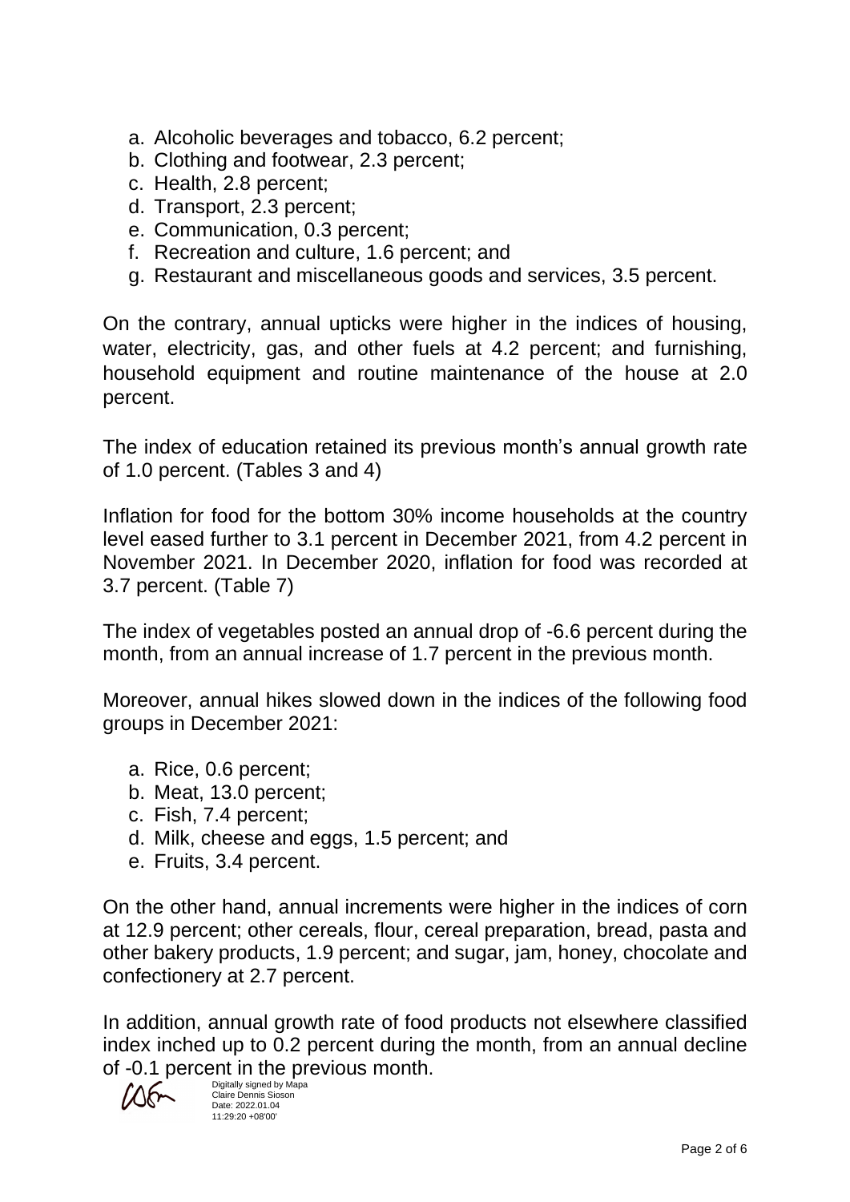a. Alcoholic beverages and tobacco, 6.2 percent;
b. Clothing and footwear, 2.3 percent;
c. Health, 2.8 percent;
d. Transport, 2.3 percent;
e. Communication, 0.3 percent;
f. Recreation and culture, 1.6 percent; and
g. Restaurant and miscellaneous goods and services, 3.5 percent.

On the contrary, annual upticks were higher in the indices of housing, water, electricity, gas, and other fuels at 4.2 percent; and furnishing, household equipment and routine maintenance of the house at 2.0 percent.

The index of education retained its previous month's annual growth rate of 1.0 percent. (Tables 3 and 4)

Inflation for food for the bottom 30% income households at the country level eased further to 3.1 percent in December 2021, from 4.2 percent in November 2021. In December 2020, inflation for food was recorded at 3.7 percent. (Table 7)

The index of vegetables posted an annual drop of -6.6 percent during the month, from an annual increase of 1.7 percent in the previous month.

Moreover, annual hikes slowed down in the indices of the following food groups in December 2021:

a. Rice, 0.6 percent;
b. Meat, 13.0 percent;
c. Fish, 7.4 percent;
d. Milk, cheese and eggs, 1.5 percent; and
e. Fruits, 3.4 percent.

On the other hand, annual increments were higher in the indices of corn at 12.9 percent; other cereals, flour, cereal preparation, bread, pasta and other bakery products, 1.9 percent; and sugar, jam, honey, chocolate and confectionery at 2.7 percent.

In addition, annual growth rate of food products not elsewhere classified index inched up to 0.2 percent during the month, from an annual decline of -0.1 percent in the previous month.

Digitally signed by Mapa Claire Dennis Sioson
Date: 2022.01.04 11:29:20 +08'00'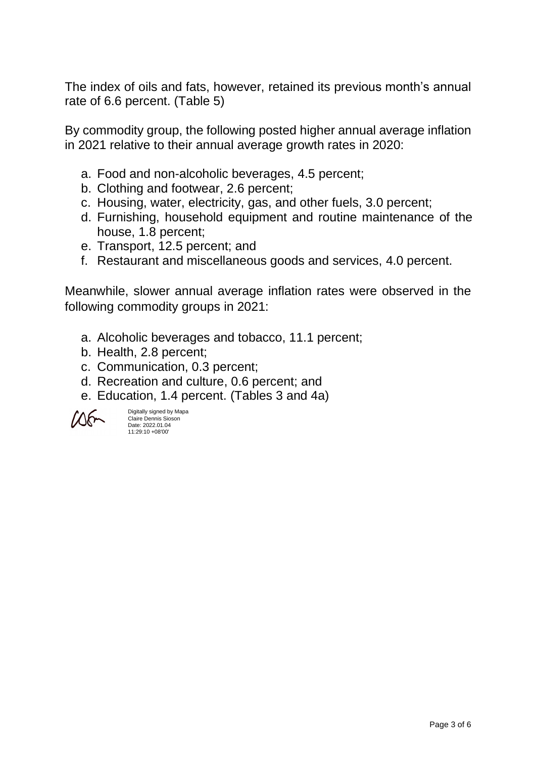The index of oils and fats, however, retained its previous month's annual rate of 6.6 percent. (Table 5)

By commodity group, the following posted higher annual average inflation in 2021 relative to their annual average growth rates in 2020:

a. Food and non-alcoholic beverages, 4.5 percent;
b. Clothing and footwear, 2.6 percent;
c. Housing, water, electricity, gas, and other fuels, 3.0 percent;
d. Furnishing, household equipment and routine maintenance of the house, 1.8 percent;
e. Transport, 12.5 percent; and
f. Restaurant and miscellaneous goods and services, 4.0 percent.

Meanwhile, slower annual average inflation rates were observed in the following commodity groups in 2021:

a. Alcoholic beverages and tobacco, 11.1 percent;
b. Health, 2.8 percent;
c. Communication, 0.3 percent;
d. Recreation and culture, 0.6 percent; and
e. Education, 1.4 percent. (Tables 3 and 4a)

Digitally signed by Mapa Claire Dennis Sioson
Date: 2022.01.04 11:29:10 +08'00'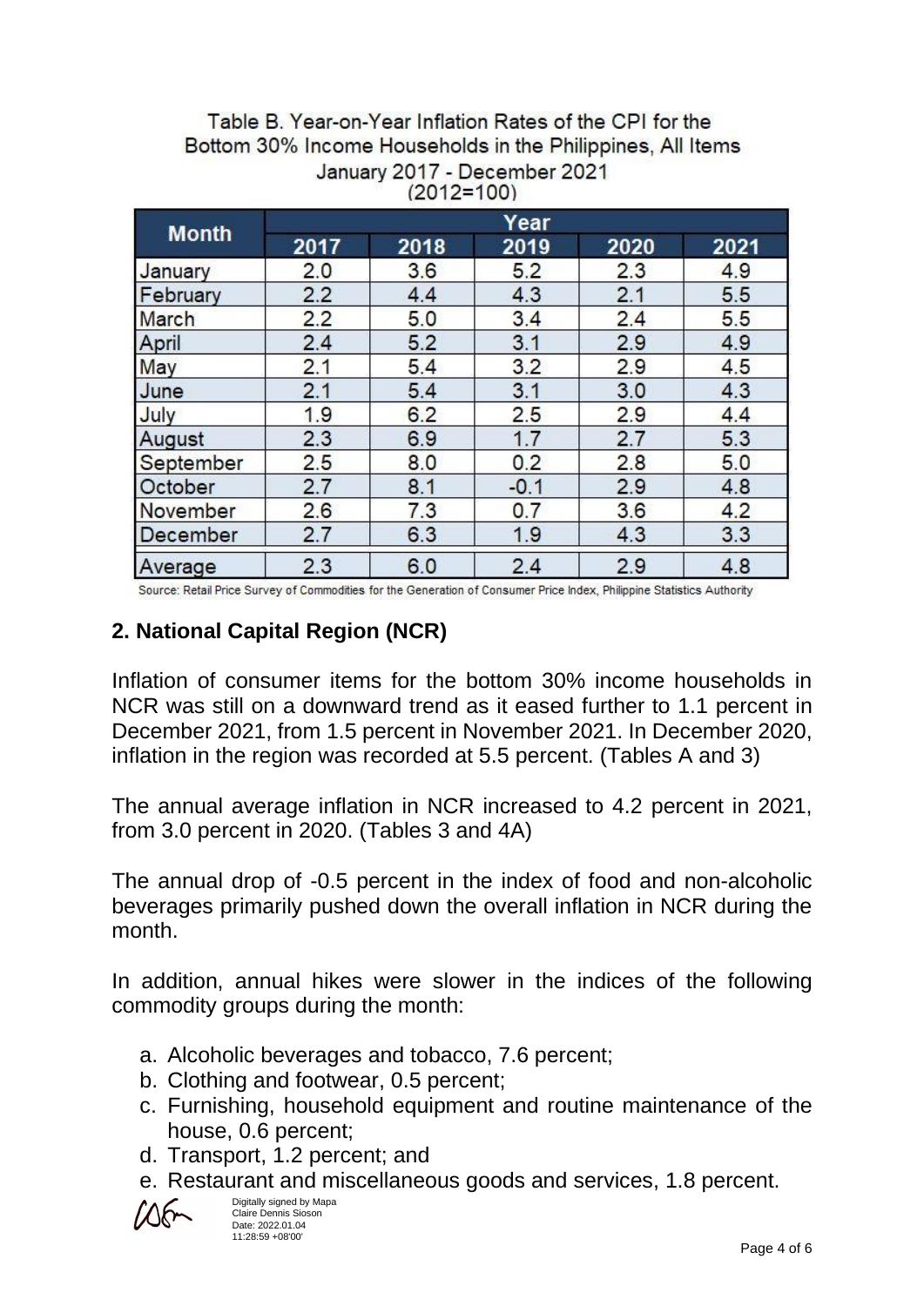Table B. Year-on-Year Inflation Rates of the CPI for the Bottom 30% Income Households in the Philippines, All Items
January 2017 - December 2021
(2012=100)

| Month | Year | | | | |
|---|---|---|---|---|---|
| | 2017 | 2018 | 2019 | 2020 | 2021 |
| January | 2.0 | 3.6 | 5.2 | 2.3 | 4.9 |
| February | 2.2 | 4.4 | 4.3 | 2.1 | 5.5 |
| March | 2.2 | 5.0 | 3.4 | 2.4 | 5.5 |
| April | 2.4 | 5.2 | 3.1 | 2.9 | 4.9 |
| May | 2.1 | 5.4 | 3.2 | 2.9 | 4.5 |
| June | 2.1 | 5.4 | 3.1 | 3.0 | 4.3 |
| July | 1.9 | 6.2 | 2.5 | 2.9 | 4.4 |
| August | 2.3 | 6.9 | 1.7 | 2.7 | 5.3 |
| September | 2.5 | 8.0 | 0.2 | 2.8 | 5.0 |
| October | 2.7 | 8.1 | -0.1 | 2.9 | 4.8 |
| November | 2.6 | 7.3 | 0.7 | 3.6 | 4.2 |
| December | 2.7 | 6.3 | 1.9 | 4.3 | 3.3 |
| Average | 2.3 | 6.0 | 2.4 | 2.9 | 4.8 |

Source: Retail Price Survey of Commodities for the Generation of Consumer Price Index, Philippine Statistics Authority

## 2. National Capital Region (NCR)

Inflation of consumer items for the bottom 30% income households in NCR was still on a downward trend as it eased further to 1.1 percent in December 2021, from 1.5 percent in November 2021. In December 2020, inflation in the region was recorded at 5.5 percent. (Tables A and 3)

The annual average inflation in NCR increased to 4.2 percent in 2021, from 3.0 percent in 2020. (Tables 3 and 4A)

The annual drop of -0.5 percent in the index of food and non-alcoholic beverages primarily pushed down the overall inflation in NCR during the month.

In addition, annual hikes were slower in the indices of the following commodity groups during the month:

a. Alcoholic beverages and tobacco, 7.6 percent;
b. Clothing and footwear, 0.5 percent;
c. Furnishing, household equipment and routine maintenance of the house, 0.6 percent;
d. Transport, 1.2 percent; and
e. Restaurant and miscellaneous goods and services, 1.8 percent.

Digitally signed by Mapa Claire Dennis Sioson
Date: 2022.01.04 11:28:59 +08'00'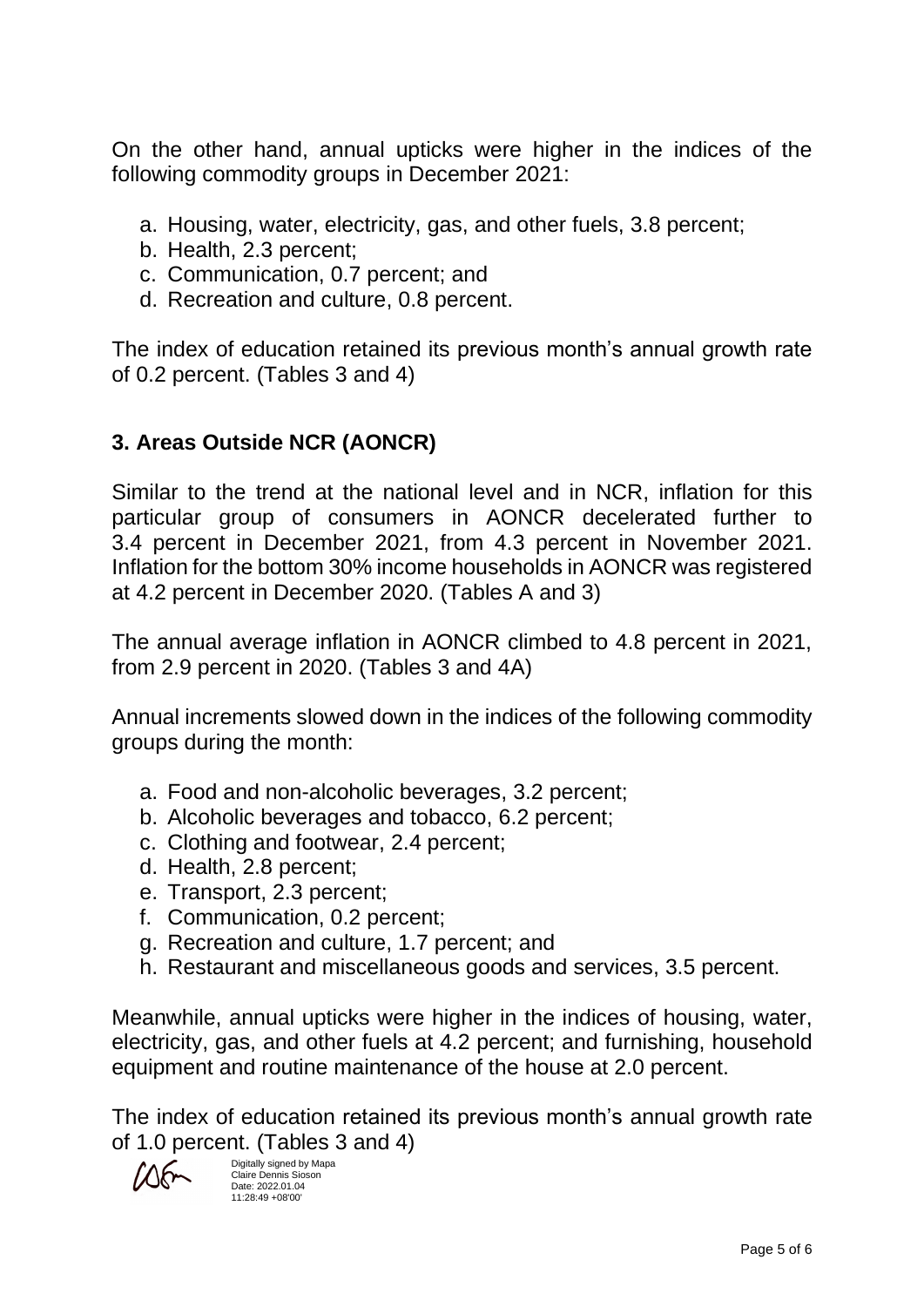On the other hand, annual upticks were higher in the indices of the following commodity groups in December 2021:

a. Housing, water, electricity, gas, and other fuels, 3.8 percent;
b. Health, 2.3 percent;
c. Communication, 0.7 percent; and
d. Recreation and culture, 0.8 percent.

The index of education retained its previous month's annual growth rate of 0.2 percent. (Tables 3 and 4)

### 3. Areas Outside NCR (AONCR)

Similar to the trend at the national level and in NCR, inflation for this particular group of consumers in AONCR decelerated further to 3.4 percent in December 2021, from 4.3 percent in November 2021. Inflation for the bottom 30% income households in AONCR was registered at 4.2 percent in December 2020. (Tables A and 3)

The annual average inflation in AONCR climbed to 4.8 percent in 2021, from 2.9 percent in 2020. (Tables 3 and 4A)

Annual increments slowed down in the indices of the following commodity groups during the month:

a. Food and non-alcoholic beverages, 3.2 percent;
b. Alcoholic beverages and tobacco, 6.2 percent;
c. Clothing and footwear, 2.4 percent;
d. Health, 2.8 percent;
e. Transport, 2.3 percent;
f. Communication, 0.2 percent;
g. Recreation and culture, 1.7 percent; and
h. Restaurant and miscellaneous goods and services, 3.5 percent.

Meanwhile, annual upticks were higher in the indices of housing, water, electricity, gas, and other fuels at 4.2 percent; and furnishing, household equipment and routine maintenance of the house at 2.0 percent.

The index of education retained its previous month's annual growth rate of 1.0 percent. (Tables 3 and 4)

Digitally signed by Mapa Claire Dennis Sioson
Date: 2022.01.04 11:28:49 +08'00'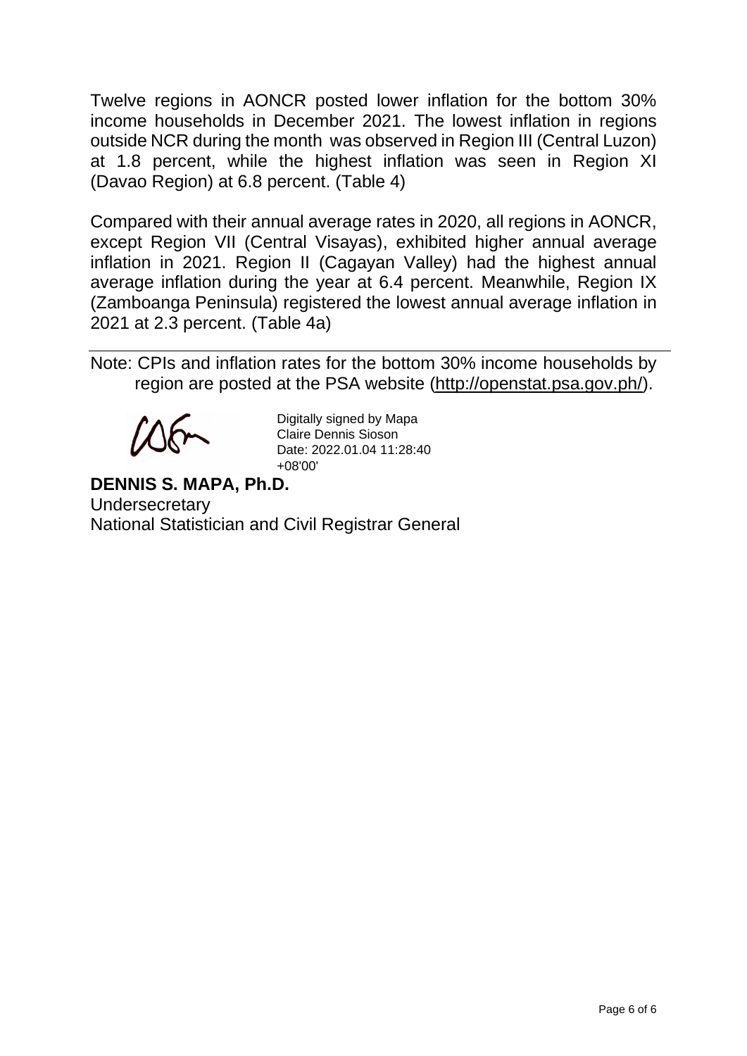Twelve regions in AONCR posted lower inflation for the bottom 30% income households in December 2021. The lowest inflation in regions outside NCR during the month was observed in Region III (Central Luzon) at 1.8 percent, while the highest inflation was seen in Region XI (Davao Region) at 6.8 percent. (Table 4)

Compared with their annual average rates in 2020, all regions in AONCR, except Region VII (Central Visayas), exhibited higher annual average inflation in 2021. Region II (Cagayan Valley) had the highest annual average inflation during the year at 6.4 percent. Meanwhile, Region IX (Zamboanga Peninsula) registered the lowest annual average inflation in 2021 at 2.3 percent. (Table 4a)

---

Note: CPIs and inflation rates for the bottom 30% income households by region are posted at the PSA website (http://openstat.psa.gov.ph/).

Digitally signed by Mapa Claire Dennis Sioson
Date: 2022.01.04 11:28:40 +08'00'

**DENNIS S. MAPA, Ph.D.**
Undersecretary
National Statistician and Civil Registrar General